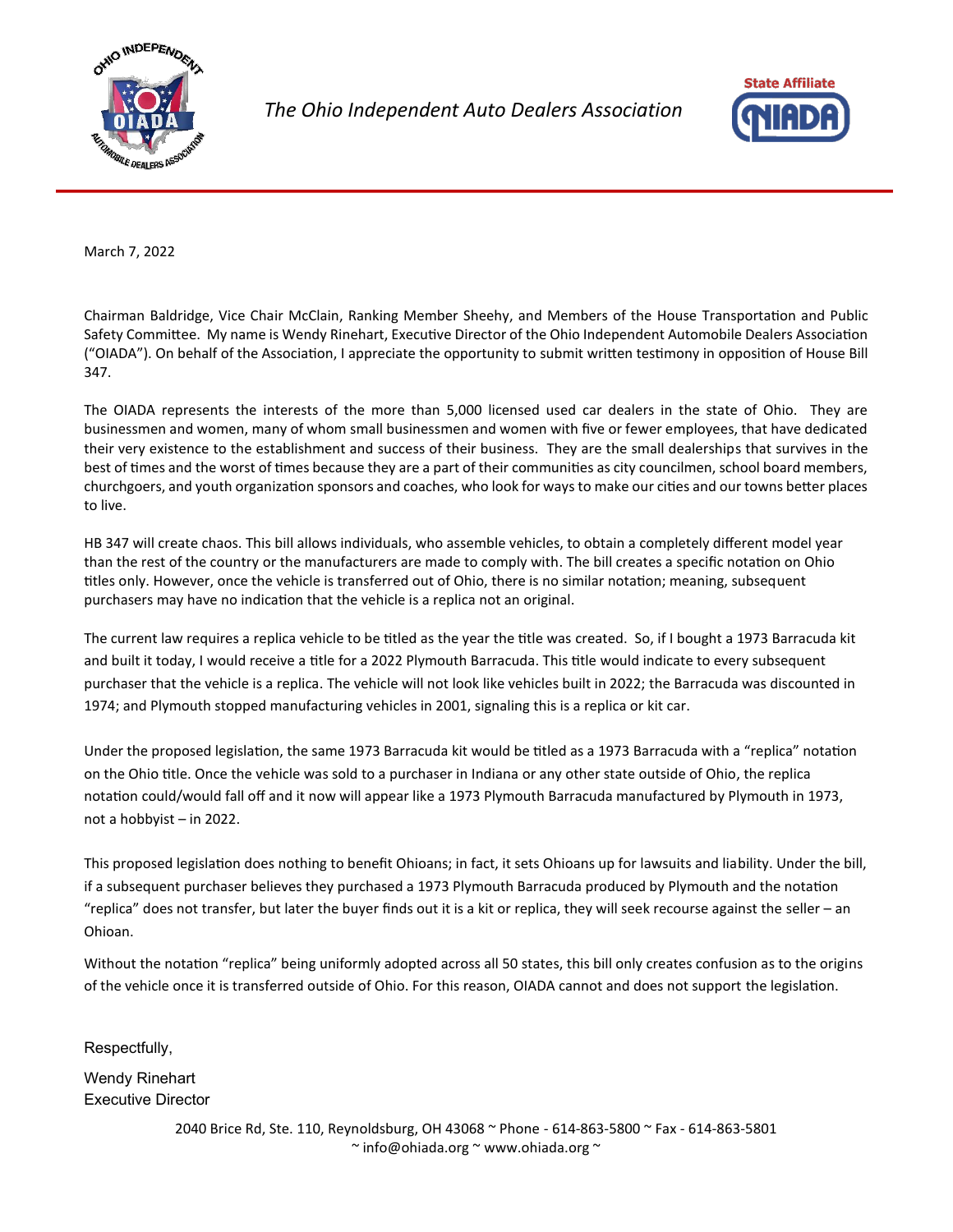*The Ohio Independent Auto Dealers Association*

March 7, 2022

Chairman Baldridge, Vice Chair McClain, Ranking Member Sheehy, and Members of the House Transportation and Public Safety Committee. My name is Wendy Rinehart, Executive Director of the Ohio Independent Automobile Dealers Association ("OIADA"). On behalf of the Association, I appreciate the opportunity to submit written testimony in opposition of House Bill 347.

The OIADA represents the interests of the more than 5,000 licensed used car dealers in the state of Ohio. They are businessmen and women, many of whom small businessmen and women with five or fewer employees, that have dedicated their very existence to the establishment and success of their business. They are the small dealerships that survives in the best of times and the worst of times because they are a part of their communities as city councilmen, school board members, churchgoers, and youth organization sponsors and coaches, who look for ways to make our cities and our towns better places to live.

HB 347 will create chaos. This bill allows individuals, who assemble vehicles, to obtain a completely different model year than the rest of the country or the manufacturers are made to comply with. The bill creates a specific notation on Ohio titles only. However, once the vehicle is transferred out of Ohio, there is no similar notation; meaning, subsequent purchasers may have no indication that the vehicle is a replica not an original.

The current law requires a replica vehicle to be titled as the year the title was created. So, if I bought a 1973 Barracuda kit and built it today, I would receive a title for a 2022 Plymouth Barracuda. This title would indicate to every subsequent purchaser that the vehicle is a replica. The vehicle will not look like vehicles built in 2022; the Barracuda was discounted in 1974; and Plymouth stopped manufacturing vehicles in 2001, signaling this is a replica or kit car.

Under the proposed legislation, the same 1973 Barracuda kit would be titled as a 1973 Barracuda with a "replica" notation on the Ohio title. Once the vehicle was sold to a purchaser in Indiana or any other state outside of Ohio, the replica notation could/would fall off and it now will appear like a 1973 Plymouth Barracuda manufactured by Plymouth in 1973, not a hobbyist – in 2022.

This proposed legislation does nothing to benefit Ohioans; in fact, it sets Ohioans up for lawsuits and liability. Under the bill, if a subsequent purchaser believes they purchased a 1973 Plymouth Barracuda produced by Plymouth and the notation "replica" does not transfer, but later the buyer finds out it is a kit or replica, they will seek recourse against the seller – an Ohioan.

Without the notation "replica" being uniformly adopted across all 50 states, this bill only creates confusion as to the origins of the vehicle once it is transferred outside of Ohio. For this reason, OIADA cannot and does not support the legislation.

Respectfully,

Wendy Rinehart
Executive Director

2040 Brice Rd, Ste. 110, Reynoldsburg, OH 43068 ~ Phone - 614-863-5800 ~ Fax - 614-863-5801
~ info@ohiada.org ~ www.ohiada.org ~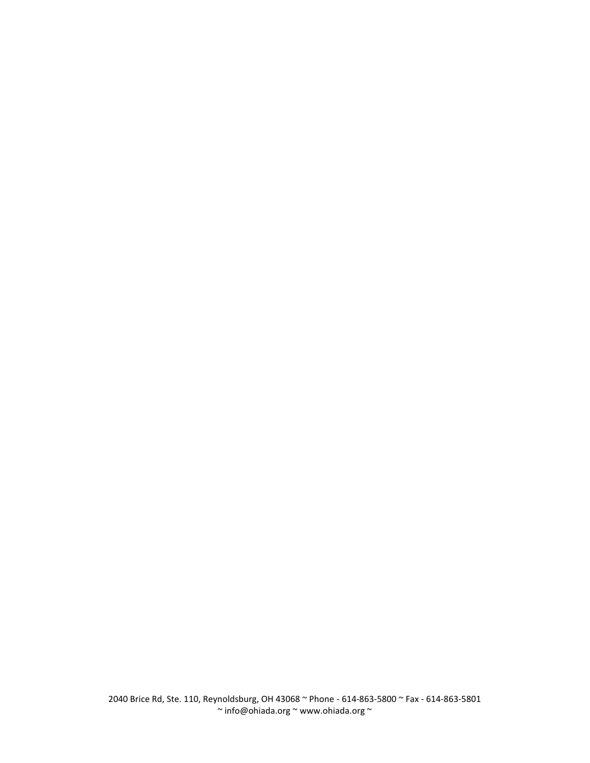2040 Brice Rd, Ste. 110, Reynoldsburg, OH 43068 ~ Phone - 614-863-5800 ~ Fax - 614-863-5801
~ info@ohiada.org ~ www.ohiada.org ~